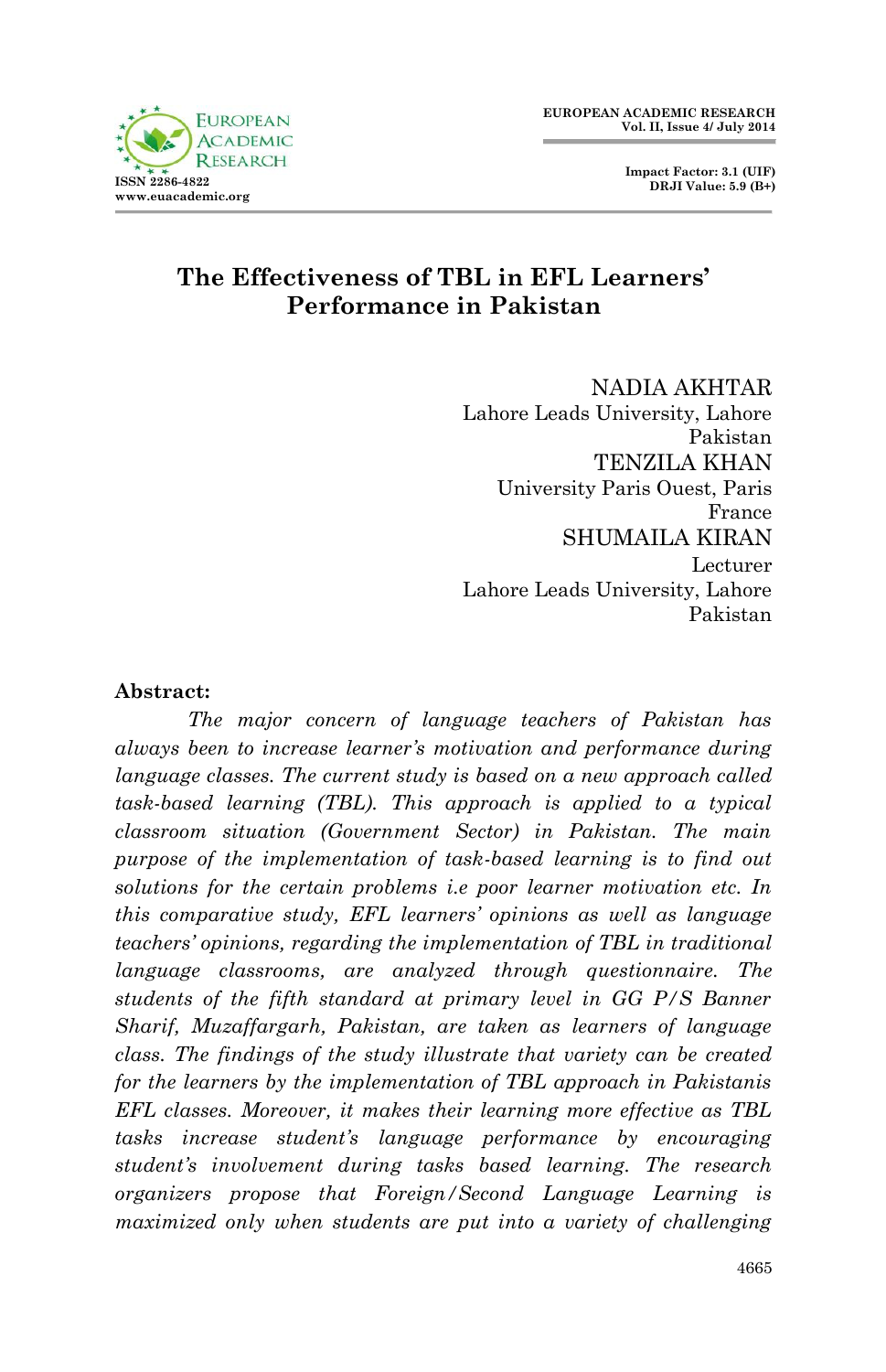# The Effectiveness of TBL in EFL Learners' Performance in Pakistan

NADIA AKHTAR
Lahore Leads University, Lahore
Pakistan

TENZILA KHAN
University Paris Ouest, Paris
France

SHUMAILA KIRAN
Lecturer
Lahore Leads University, Lahore
Pakistan

**Abstract:**

*The major concern of language teachers of Pakistan has always been to increase learner's motivation and performance during language classes. The current study is based on a new approach called task-based learning (TBL). This approach is applied to a typical classroom situation (Government Sector) in Pakistan. The main purpose of the implementation of task-based learning is to find out solutions for the certain problems i.e poor learner motivation etc. In this comparative study, EFL learners' opinions as well as language teachers' opinions, regarding the implementation of TBL in traditional language classrooms, are analyzed through questionnaire. The students of the fifth standard at primary level in GG P/S Banner Sharif, Muzaffargarh, Pakistan, are taken as learners of language class. The findings of the study illustrate that variety can be created for the learners by the implementation of TBL approach in Pakistanis EFL classes. Moreover, it makes their learning more effective as TBL tasks increase student's language performance by encouraging student's involvement during tasks based learning. The research organizers propose that Foreign/Second Language Learning is maximized only when students are put into a variety of challenging*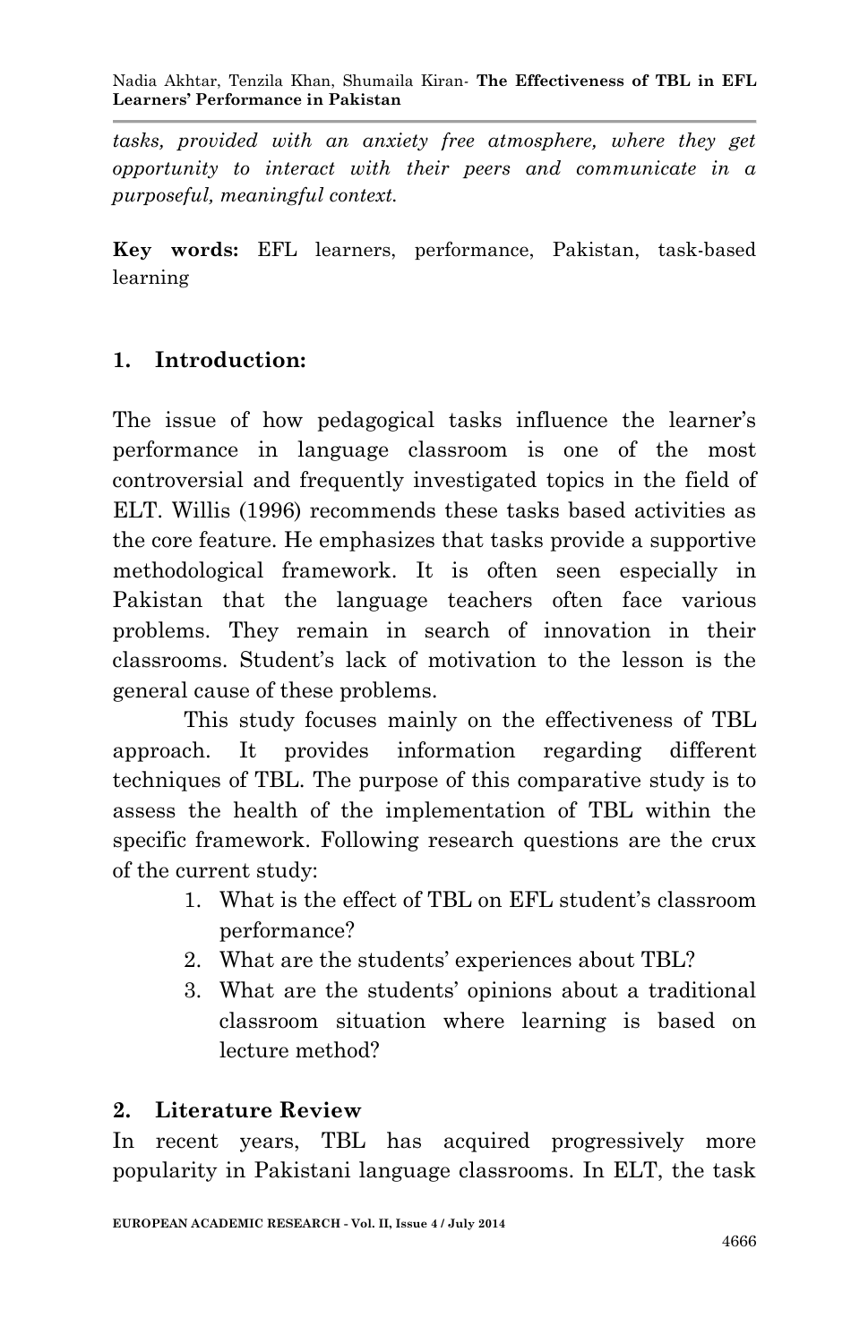*tasks, provided with an anxiety free atmosphere, where they get opportunity to interact with their peers and communicate in a purposeful, meaningful context.*

**Key words:** EFL learners, performance, Pakistan, task-based learning

## 1. Introduction:

The issue of how pedagogical tasks influence the learner's performance in language classroom is one of the most controversial and frequently investigated topics in the field of ELT. Willis (1996) recommends these tasks based activities as the core feature. He emphasizes that tasks provide a supportive methodological framework. It is often seen especially in Pakistan that the language teachers often face various problems. They remain in search of innovation in their classrooms. Student's lack of motivation to the lesson is the general cause of these problems.

This study focuses mainly on the effectiveness of TBL approach. It provides information regarding different techniques of TBL. The purpose of this comparative study is to assess the health of the implementation of TBL within the specific framework. Following research questions are the crux of the current study:

1. What is the effect of TBL on EFL student's classroom performance?
2. What are the students' experiences about TBL?
3. What are the students' opinions about a traditional classroom situation where learning is based on lecture method?

## 2. Literature Review

In recent years, TBL has acquired progressively more popularity in Pakistani language classrooms. In ELT, the task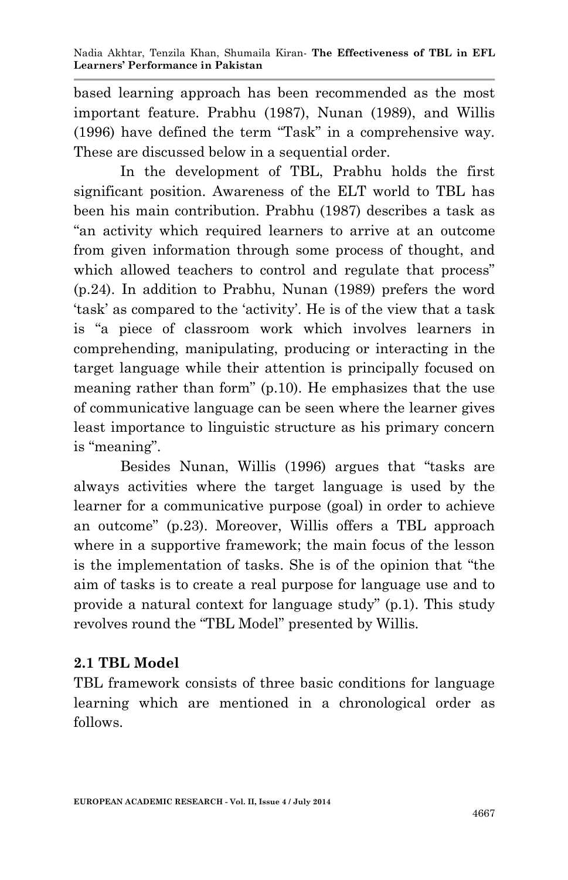based learning approach has been recommended as the most important feature. Prabhu (1987), Nunan (1989), and Willis (1996) have defined the term "Task" in a comprehensive way. These are discussed below in a sequential order.

In the development of TBL, Prabhu holds the first significant position. Awareness of the ELT world to TBL has been his main contribution. Prabhu (1987) describes a task as "an activity which required learners to arrive at an outcome from given information through some process of thought, and which allowed teachers to control and regulate that process" (p.24). In addition to Prabhu, Nunan (1989) prefers the word 'task' as compared to the 'activity'. He is of the view that a task is "a piece of classroom work which involves learners in comprehending, manipulating, producing or interacting in the target language while their attention is principally focused on meaning rather than form" (p.10). He emphasizes that the use of communicative language can be seen where the learner gives least importance to linguistic structure as his primary concern is "meaning".

Besides Nunan, Willis (1996) argues that "tasks are always activities where the target language is used by the learner for a communicative purpose (goal) in order to achieve an outcome" (p.23). Moreover, Willis offers a TBL approach where in a supportive framework; the main focus of the lesson is the implementation of tasks. She is of the opinion that "the aim of tasks is to create a real purpose for language use and to provide a natural context for language study" (p.1). This study revolves round the "TBL Model" presented by Willis.

## 2.1 TBL Model

TBL framework consists of three basic conditions for language learning which are mentioned in a chronological order as follows.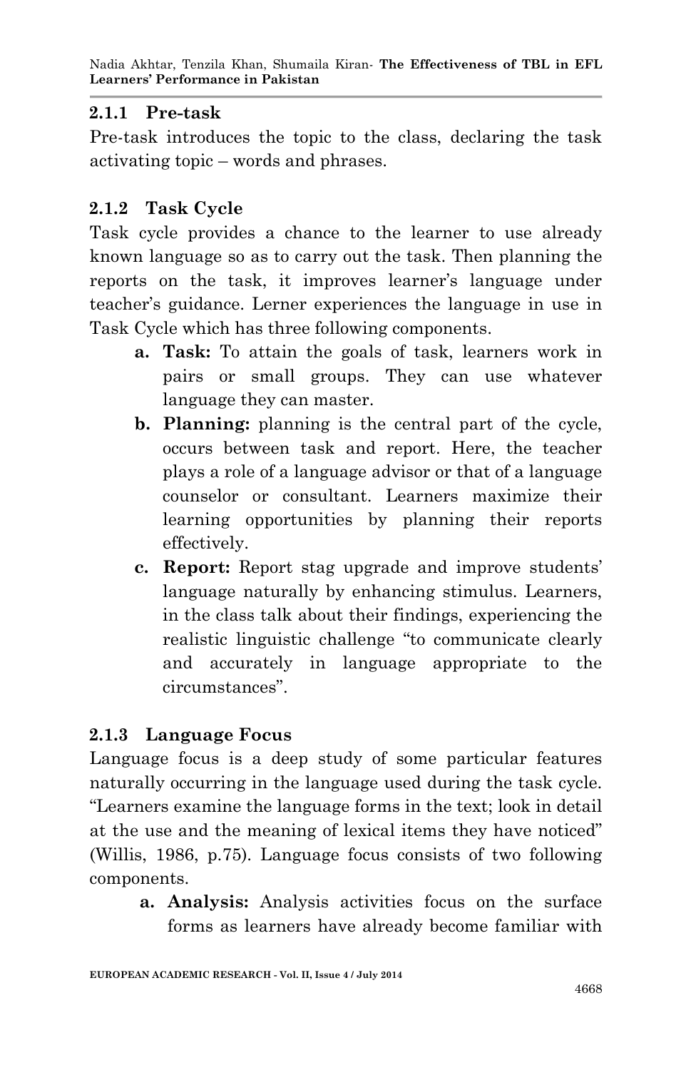### 2.1.1 Pre-task

Pre-task introduces the topic to the class, declaring the task activating topic – words and phrases.

### 2.1.2 Task Cycle

Task cycle provides a chance to the learner to use already known language so as to carry out the task. Then planning the reports on the task, it improves learner's language under teacher's guidance. Lerner experiences the language in use in Task Cycle which has three following components.

a. **Task:** To attain the goals of task, learners work in pairs or small groups. They can use whatever language they can master.
b. **Planning:** planning is the central part of the cycle, occurs between task and report. Here, the teacher plays a role of a language advisor or that of a language counselor or consultant. Learners maximize their learning opportunities by planning their reports effectively.
c. **Report:** Report stag upgrade and improve students' language naturally by enhancing stimulus. Learners, in the class talk about their findings, experiencing the realistic linguistic challenge "to communicate clearly and accurately in language appropriate to the circumstances".

### 2.1.3 Language Focus

Language focus is a deep study of some particular features naturally occurring in the language used during the task cycle. "Learners examine the language forms in the text; look in detail at the use and the meaning of lexical items they have noticed" (Willis, 1986, p.75). Language focus consists of two following components.

a. **Analysis:** Analysis activities focus on the surface forms as learners have already become familiar with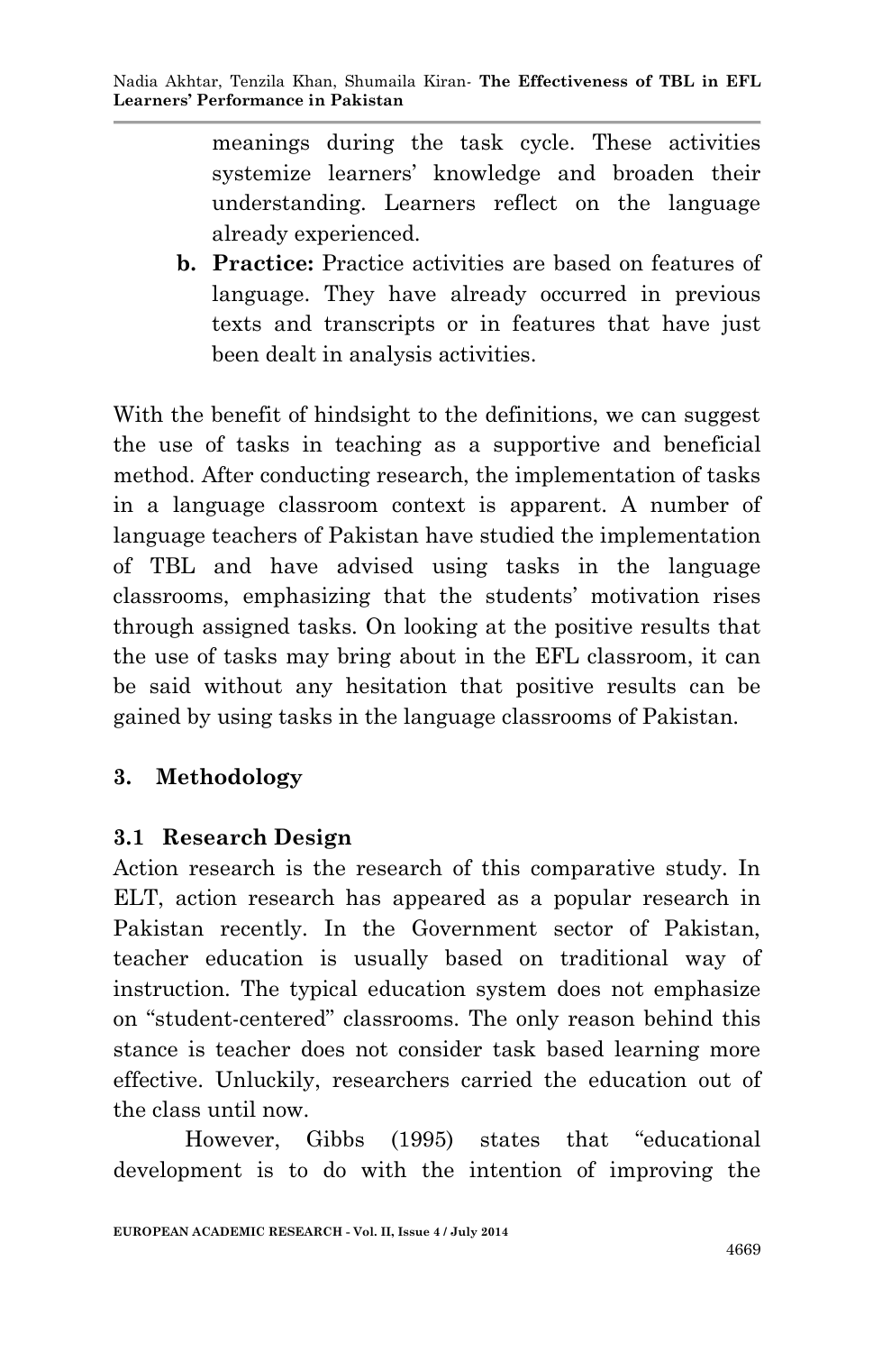meanings during the task cycle. These activities systemize learners' knowledge and broaden their understanding. Learners reflect on the language already experienced.

b. **Practice:** Practice activities are based on features of language. They have already occurred in previous texts and transcripts or in features that have just been dealt in analysis activities.

With the benefit of hindsight to the definitions, we can suggest the use of tasks in teaching as a supportive and beneficial method. After conducting research, the implementation of tasks in a language classroom context is apparent. A number of language teachers of Pakistan have studied the implementation of TBL and have advised using tasks in the language classrooms, emphasizing that the students' motivation rises through assigned tasks. On looking at the positive results that the use of tasks may bring about in the EFL classroom, it can be said without any hesitation that positive results can be gained by using tasks in the language classrooms of Pakistan.

## 3. Methodology

### 3.1 Research Design

Action research is the research of this comparative study. In ELT, action research has appeared as a popular research in Pakistan recently. In the Government sector of Pakistan, teacher education is usually based on traditional way of instruction. The typical education system does not emphasize on "student-centered" classrooms. The only reason behind this stance is teacher does not consider task based learning more effective. Unluckily, researchers carried the education out of the class until now.

However, Gibbs (1995) states that "educational development is to do with the intention of improving the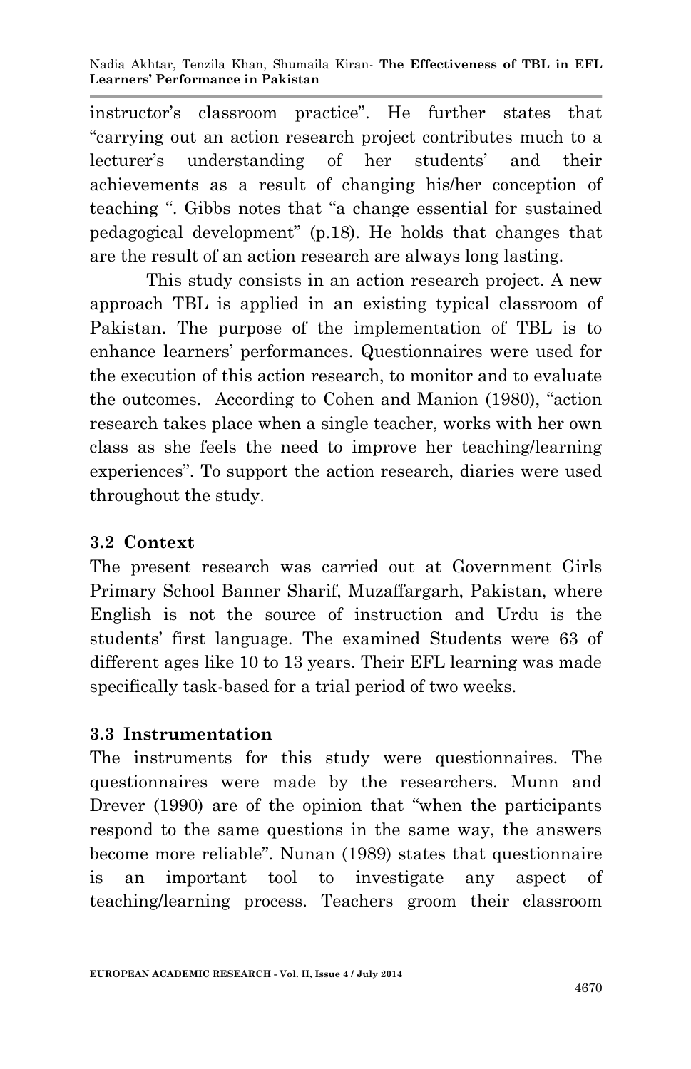instructor's classroom practice". He further states that "carrying out an action research project contributes much to a lecturer's understanding of her students' and their achievements as a result of changing his/her conception of teaching ". Gibbs notes that "a change essential for sustained pedagogical development" (p.18). He holds that changes that are the result of an action research are always long lasting.

This study consists in an action research project. A new approach TBL is applied in an existing typical classroom of Pakistan. The purpose of the implementation of TBL is to enhance learners' performances. Questionnaires were used for the execution of this action research, to monitor and to evaluate the outcomes. According to Cohen and Manion (1980), "action research takes place when a single teacher, works with her own class as she feels the need to improve her teaching/learning experiences". To support the action research, diaries were used throughout the study.

### 3.2 Context

The present research was carried out at Government Girls Primary School Banner Sharif, Muzaffargarh, Pakistan, where English is not the source of instruction and Urdu is the students' first language. The examined Students were 63 of different ages like 10 to 13 years. Their EFL learning was made specifically task-based for a trial period of two weeks.

### 3.3 Instrumentation

The instruments for this study were questionnaires. The questionnaires were made by the researchers. Munn and Drever (1990) are of the opinion that "when the participants respond to the same questions in the same way, the answers become more reliable". Nunan (1989) states that questionnaire is an important tool to investigate any aspect of teaching/learning process. Teachers groom their classroom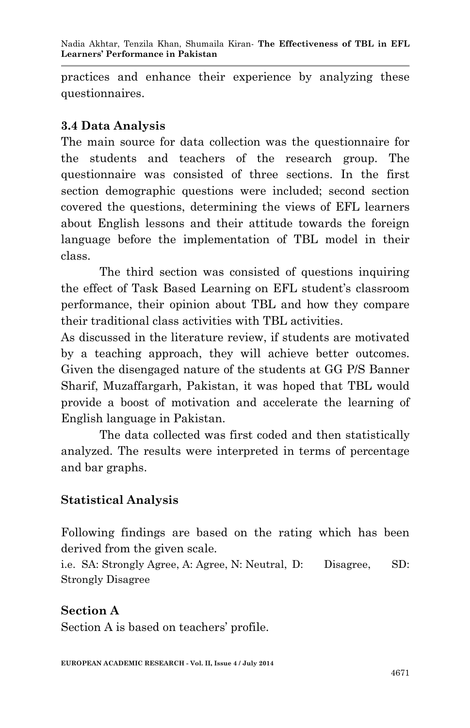practices and enhance their experience by analyzing these questionnaires.

### 3.4 Data Analysis

The main source for data collection was the questionnaire for the students and teachers of the research group. The questionnaire was consisted of three sections. In the first section demographic questions were included; second section covered the questions, determining the views of EFL learners about English lessons and their attitude towards the foreign language before the implementation of TBL model in their class.

The third section was consisted of questions inquiring the effect of Task Based Learning on EFL student's classroom performance, their opinion about TBL and how they compare their traditional class activities with TBL activities.

As discussed in the literature review, if students are motivated by a teaching approach, they will achieve better outcomes. Given the disengaged nature of the students at GG P/S Banner Sharif, Muzaffargarh, Pakistan, it was hoped that TBL would provide a boost of motivation and accelerate the learning of English language in Pakistan.

The data collected was first coded and then statistically analyzed. The results were interpreted in terms of percentage and bar graphs.

### Statistical Analysis

Following findings are based on the rating which has been derived from the given scale.

i.e. SA: Strongly Agree, A: Agree, N: Neutral, D: Disagree, SD: Strongly Disagree

### Section A

Section A is based on teachers' profile.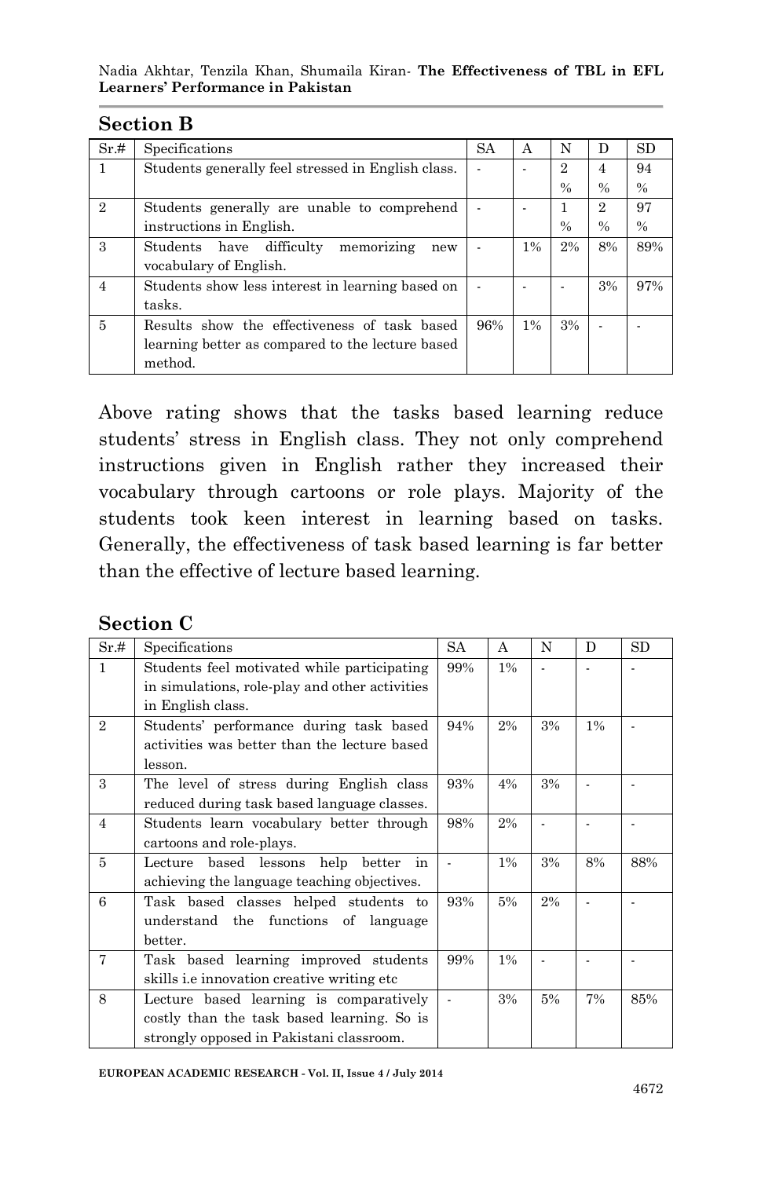## Section B

| Sr.# | Specifications | SA | A | N | D | SD |
|---|---|---|---|---|---|---|
| 1 | Students generally feel stressed in English class. | - | - | 2 % | 4 % | 94 % |
| 2 | Students generally are unable to comprehend instructions in English. | - | - | 1 % | 2 % | 97 % |
| 3 | Students have difficulty memorizing new vocabulary of English. | - | 1% | 2% | 8% | 89% |
| 4 | Students show less interest in learning based on tasks. | - | - | - | 3% | 97% |
| 5 | Results show the effectiveness of task based learning better as compared to the lecture based method. | 96% | 1% | 3% | - | - |

Above rating shows that the tasks based learning reduce students' stress in English class. They not only comprehend instructions given in English rather they increased their vocabulary through cartoons or role plays. Majority of the students took keen interest in learning based on tasks. Generally, the effectiveness of task based learning is far better than the effective of lecture based learning.

## Section C

| Sr.# | Specifications | SA | A | N | D | SD |
|---|---|---|---|---|---|---|
| 1 | Students feel motivated while participating in simulations, role-play and other activities in English class. | 99% | 1% | - | - | - |
| 2 | Students' performance during task based activities was better than the lecture based lesson. | 94% | 2% | 3% | 1% | - |
| 3 | The level of stress during English class reduced during task based language classes. | 93% | 4% | 3% | - | - |
| 4 | Students learn vocabulary better through cartoons and role-plays. | 98% | 2% | - | - | - |
| 5 | Lecture based lessons help better in achieving the language teaching objectives. | - | 1% | 3% | 8% | 88% |
| 6 | Task based classes helped students to understand the functions of language better. | 93% | 5% | 2% | - | - |
| 7 | Task based learning improved students skills i.e innovation creative writing etc | 99% | 1% | - | - | - |
| 8 | Lecture based learning is comparatively costly than the task based learning. So is strongly opposed in Pakistani classroom. | - | 3% | 5% | 7% | 85% |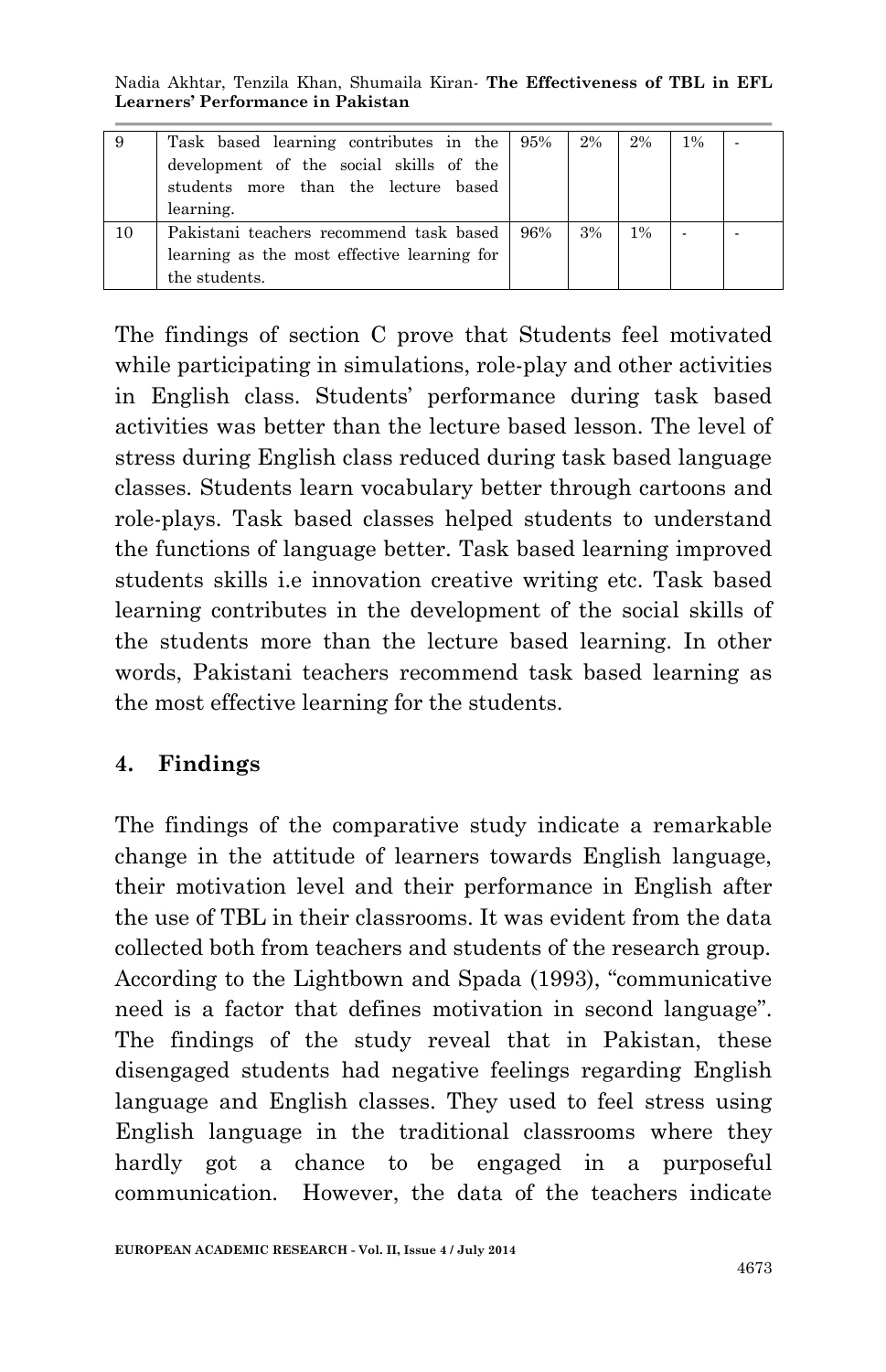| 9 | Task based learning contributes in the development of the social skills of the students more than the lecture based learning. | 95% | 2% | 2% | 1% | - |
|---|---|---|---|---|---|---|
| 10 | Pakistani teachers recommend task based learning as the most effective learning for the students. | 96% | 3% | 1% | - | - |

The findings of section C prove that Students feel motivated while participating in simulations, role-play and other activities in English class. Students' performance during task based activities was better than the lecture based lesson. The level of stress during English class reduced during task based language classes. Students learn vocabulary better through cartoons and role-plays. Task based classes helped students to understand the functions of language better. Task based learning improved students skills i.e innovation creative writing etc. Task based learning contributes in the development of the social skills of the students more than the lecture based learning. In other words, Pakistani teachers recommend task based learning as the most effective learning for the students.

## 4. Findings

The findings of the comparative study indicate a remarkable change in the attitude of learners towards English language, their motivation level and their performance in English after the use of TBL in their classrooms. It was evident from the data collected both from teachers and students of the research group. According to the Lightbown and Spada (1993), "communicative need is a factor that defines motivation in second language". The findings of the study reveal that in Pakistan, these disengaged students had negative feelings regarding English language and English classes. They used to feel stress using English language in the traditional classrooms where they hardly got a chance to be engaged in a purposeful communication. However, the data of the teachers indicate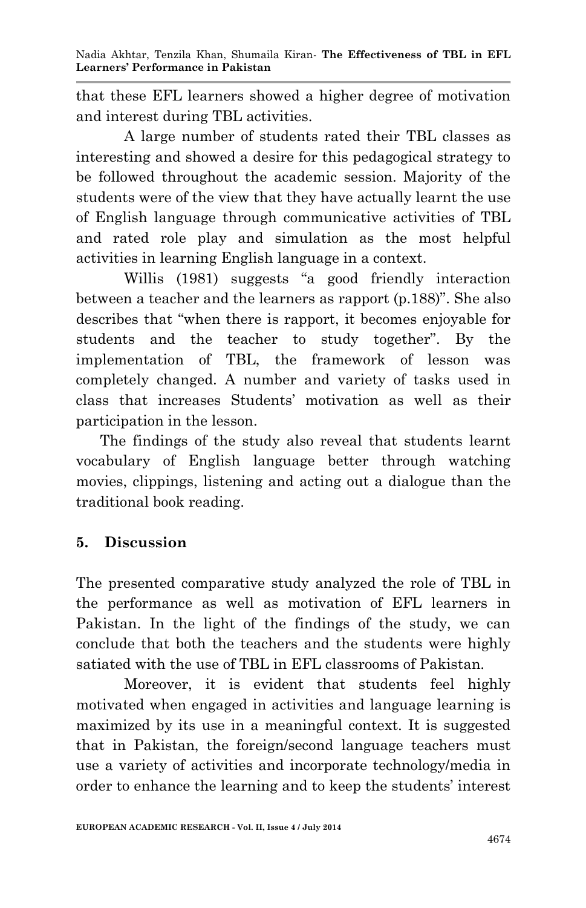that these EFL learners showed a higher degree of motivation and interest during TBL activities.

A large number of students rated their TBL classes as interesting and showed a desire for this pedagogical strategy to be followed throughout the academic session. Majority of the students were of the view that they have actually learnt the use of English language through communicative activities of TBL and rated role play and simulation as the most helpful activities in learning English language in a context.

Willis (1981) suggests "a good friendly interaction between a teacher and the learners as rapport (p.188)". She also describes that "when there is rapport, it becomes enjoyable for students and the teacher to study together". By the implementation of TBL, the framework of lesson was completely changed. A number and variety of tasks used in class that increases Students' motivation as well as their participation in the lesson.

The findings of the study also reveal that students learnt vocabulary of English language better through watching movies, clippings, listening and acting out a dialogue than the traditional book reading.

## 5. Discussion

The presented comparative study analyzed the role of TBL in the performance as well as motivation of EFL learners in Pakistan. In the light of the findings of the study, we can conclude that both the teachers and the students were highly satiated with the use of TBL in EFL classrooms of Pakistan.

Moreover, it is evident that students feel highly motivated when engaged in activities and language learning is maximized by its use in a meaningful context. It is suggested that in Pakistan, the foreign/second language teachers must use a variety of activities and incorporate technology/media in order to enhance the learning and to keep the students' interest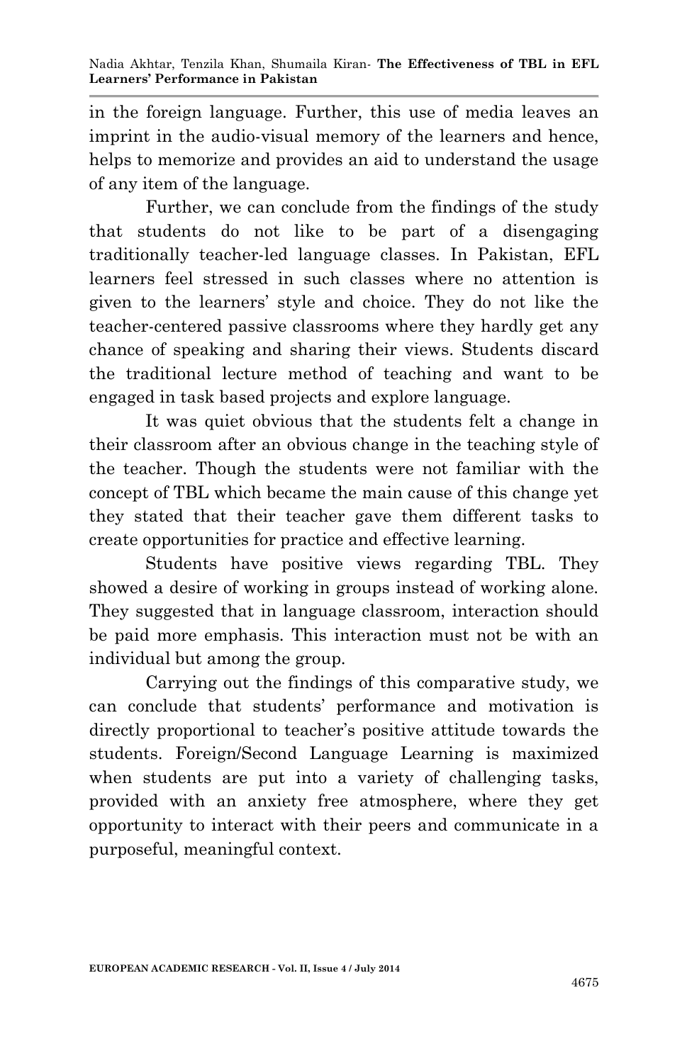in the foreign language. Further, this use of media leaves an imprint in the audio-visual memory of the learners and hence, helps to memorize and provides an aid to understand the usage of any item of the language.

Further, we can conclude from the findings of the study that students do not like to be part of a disengaging traditionally teacher-led language classes. In Pakistan, EFL learners feel stressed in such classes where no attention is given to the learners' style and choice. They do not like the teacher-centered passive classrooms where they hardly get any chance of speaking and sharing their views. Students discard the traditional lecture method of teaching and want to be engaged in task based projects and explore language.

It was quiet obvious that the students felt a change in their classroom after an obvious change in the teaching style of the teacher. Though the students were not familiar with the concept of TBL which became the main cause of this change yet they stated that their teacher gave them different tasks to create opportunities for practice and effective learning.

Students have positive views regarding TBL. They showed a desire of working in groups instead of working alone. They suggested that in language classroom, interaction should be paid more emphasis. This interaction must not be with an individual but among the group.

Carrying out the findings of this comparative study, we can conclude that students' performance and motivation is directly proportional to teacher's positive attitude towards the students. Foreign/Second Language Learning is maximized when students are put into a variety of challenging tasks, provided with an anxiety free atmosphere, where they get opportunity to interact with their peers and communicate in a purposeful, meaningful context.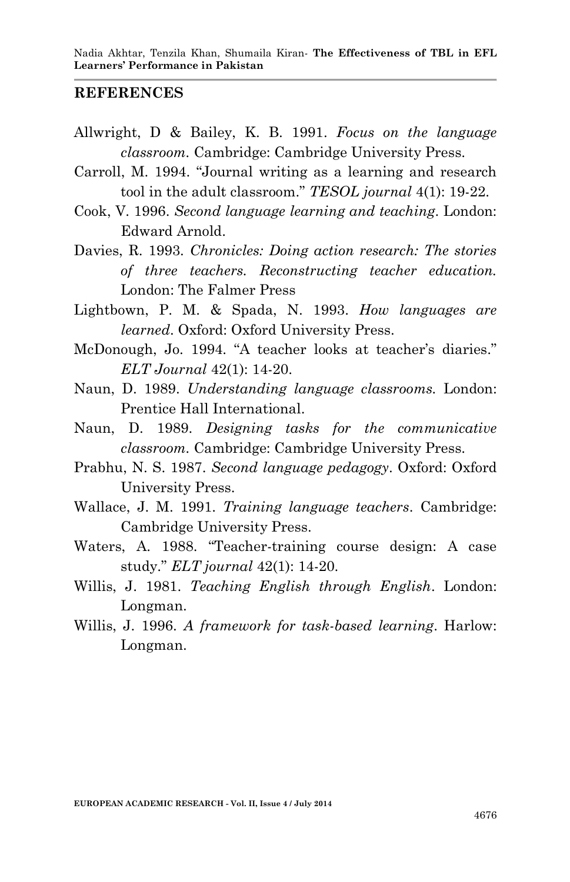## REFERENCES

Allwright, D & Bailey, K. B. 1991. *Focus on the language classroom*. Cambridge: Cambridge University Press.

Carroll, M. 1994. "Journal writing as a learning and research tool in the adult classroom." *TESOL journal* 4(1): 19-22.

Cook, V. 1996. *Second language learning and teaching*. London: Edward Arnold.

Davies, R. 1993. *Chronicles: Doing action research: The stories of three teachers. Reconstructing teacher education.* London: The Falmer Press

Lightbown, P. M. & Spada, N. 1993. *How languages are learned*. Oxford: Oxford University Press.

McDonough, Jo. 1994. "A teacher looks at teacher's diaries." *ELT Journal* 42(1): 14-20.

Naun, D. 1989. *Understanding language classrooms.* London: Prentice Hall International.

Naun, D. 1989. *Designing tasks for the communicative classroom*. Cambridge: Cambridge University Press.

Prabhu, N. S. 1987. *Second language pedagogy*. Oxford: Oxford University Press.

Wallace, J. M. 1991. *Training language teachers*. Cambridge: Cambridge University Press.

Waters, A. 1988. "Teacher-training course design: A case study." *ELT journal* 42(1): 14-20.

Willis, J. 1981. *Teaching English through English*. London: Longman.

Willis, J. 1996. *A framework for task-based learning*. Harlow: Longman.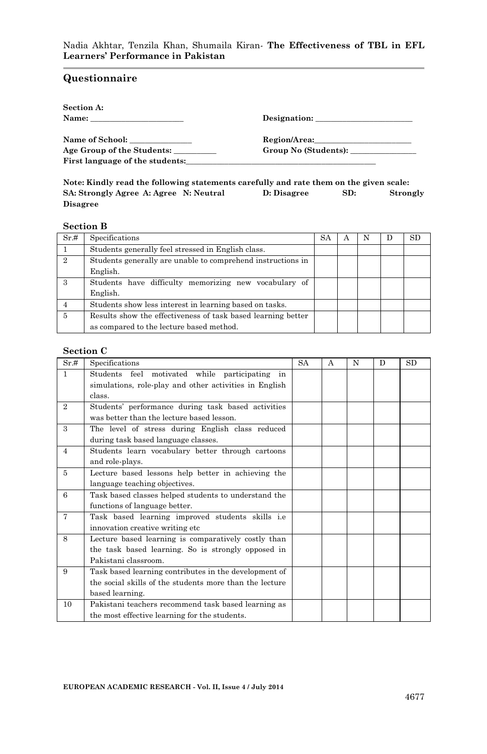## Questionnaire

**Section A:**

**Name:** ______________________ **Designation:** ______________________

**Name of School:** ______________ **Region/Area:** ______________________

**Age Group of the Students:** __________ **Group No (Students):** ______________

**First language of the students:** ____________________________________________

**Note: Kindly read the following statements carefully and rate them on the given scale:**
**SA: Strongly Agree A: Agree N: Neutral D: Disagree SD: Strongly Disagree**

### Section B

| Sr.# | Specifications | SA | A | N | D | SD |
|---|---|---|---|---|---|---|
| 1 | Students generally feel stressed in English class. | | | | | |
| 2 | Students generally are unable to comprehend instructions in English. | | | | | |
| 3 | Students have difficulty memorizing new vocabulary of English. | | | | | |
| 4 | Students show less interest in learning based on tasks. | | | | | |
| 5 | Results show the effectiveness of task based learning better as compared to the lecture based method. | | | | | |

### Section C

| Sr.# | Specifications | SA | A | N | D | SD |
|---|---|---|---|---|---|---|
| 1 | Students feel motivated while participating in simulations, role-play and other activities in English class. | | | | | |
| 2 | Students' performance during task based activities was better than the lecture based lesson. | | | | | |
| 3 | The level of stress during English class reduced during task based language classes. | | | | | |
| 4 | Students learn vocabulary better through cartoons and role-plays. | | | | | |
| 5 | Lecture based lessons help better in achieving the language teaching objectives. | | | | | |
| 6 | Task based classes helped students to understand the functions of language better. | | | | | |
| 7 | Task based learning improved students skills i.e innovation creative writing etc | | | | | |
| 8 | Lecture based learning is comparatively costly than the task based learning. So is strongly opposed in Pakistani classroom. | | | | | |
| 9 | Task based learning contributes in the development of the social skills of the students more than the lecture based learning. | | | | | |
| 10 | Pakistani teachers recommend task based learning as the most effective learning for the students. | | | | | |